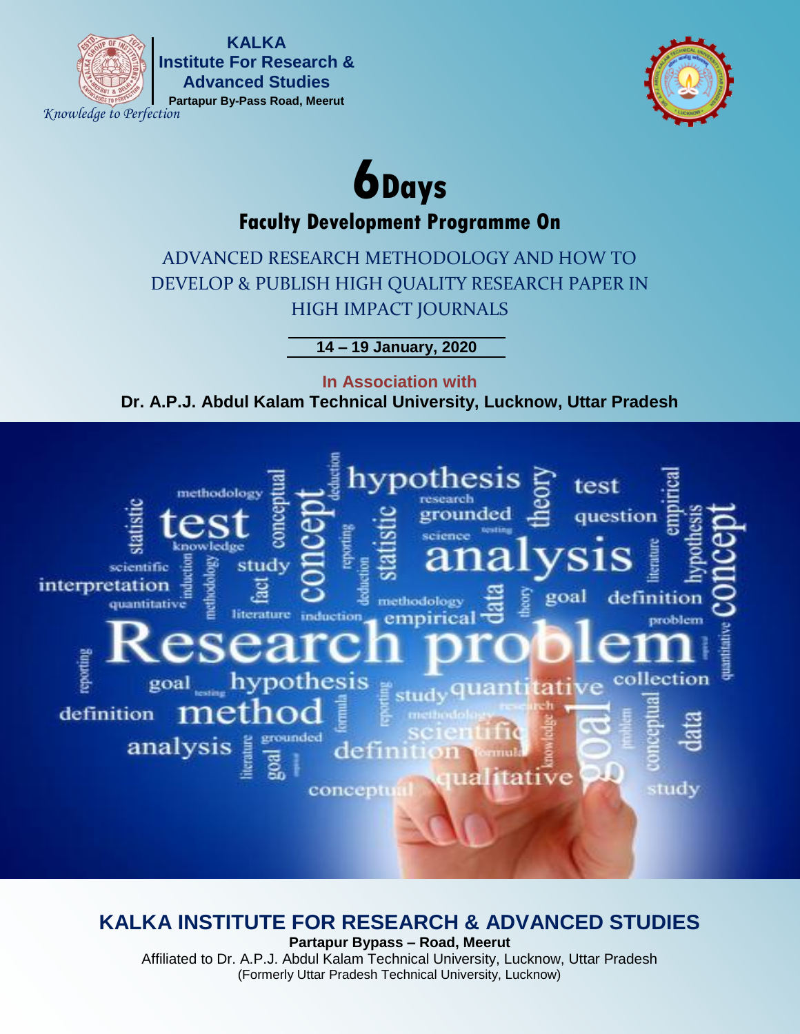**KALKA**
**Institute For Research & Advanced Studies**
**Partapur By-Pass Road, Meerut**

*Knowledge to Perfection*

# 6 Days

## Faculty Development Programme On

ADVANCED RESEARCH METHODOLOGY AND HOW TO DEVELOP & PUBLISH HIGH QUALITY RESEARCH PAPER IN HIGH IMPACT JOURNALS

**14 – 19 January, 2020**

**In Association with**

**Dr. A.P.J. Abdul Kalam Technical University, Lucknow, Uttar Pradesh**

## KALKA INSTITUTE FOR RESEARCH & ADVANCED STUDIES

**Partapur Bypass – Road, Meerut**

Affiliated to Dr. A.P.J. Abdul Kalam Technical University, Lucknow, Uttar Pradesh

(Formerly Uttar Pradesh Technical University, Lucknow)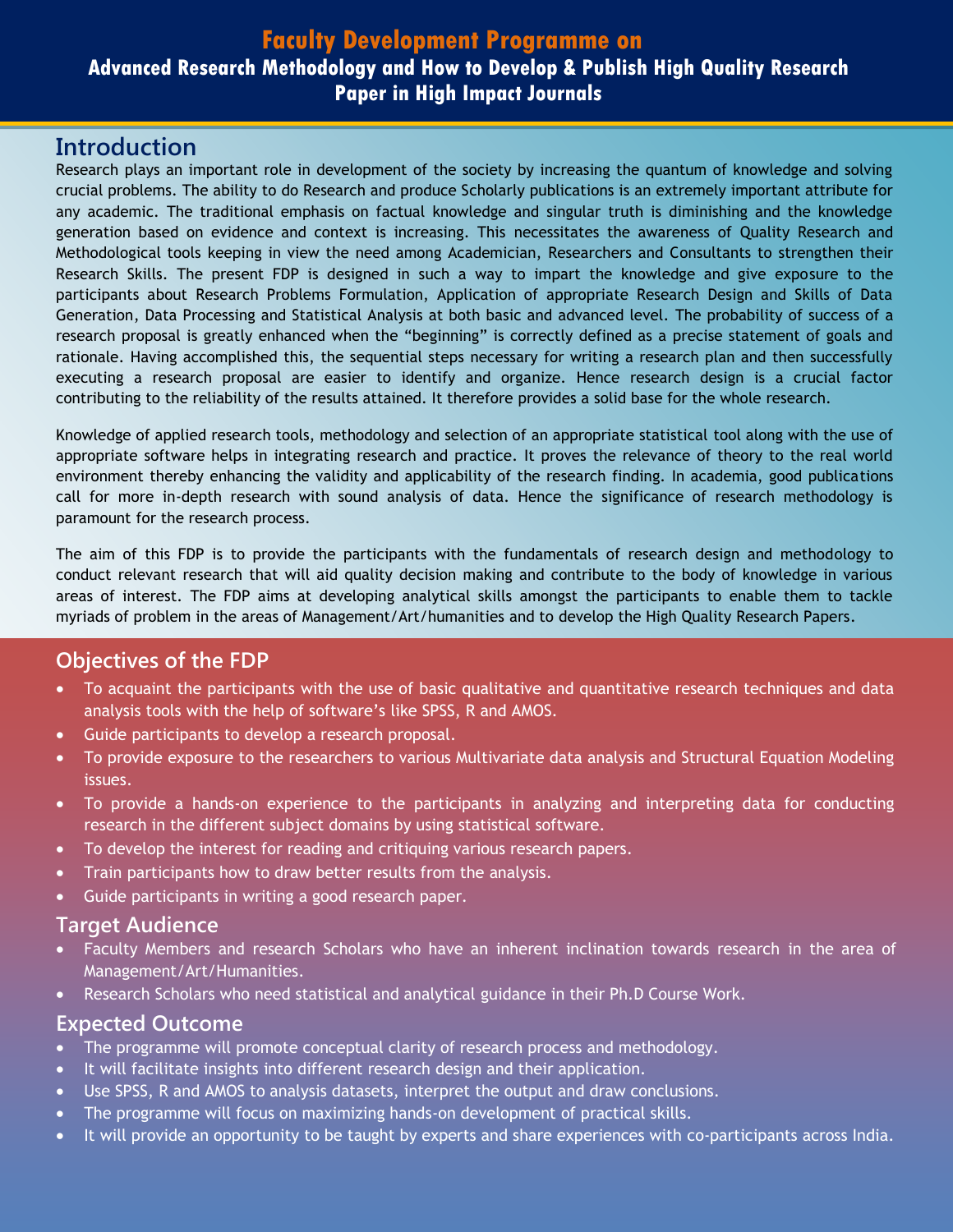# Faculty Development Programme on

## Advanced Research Methodology and How to Develop & Publish High Quality Research Paper in High Impact Journals

## Introduction

Research plays an important role in development of the society by increasing the quantum of knowledge and solving crucial problems. The ability to do Research and produce Scholarly publications is an extremely important attribute for any academic. The traditional emphasis on factual knowledge and singular truth is diminishing and the knowledge generation based on evidence and context is increasing. This necessitates the awareness of Quality Research and Methodological tools keeping in view the need among Academician, Researchers and Consultants to strengthen their Research Skills. The present FDP is designed in such a way to impart the knowledge and give exposure to the participants about Research Problems Formulation, Application of appropriate Research Design and Skills of Data Generation, Data Processing and Statistical Analysis at both basic and advanced level. The probability of success of a research proposal is greatly enhanced when the "beginning" is correctly defined as a precise statement of goals and rationale. Having accomplished this, the sequential steps necessary for writing a research plan and then successfully executing a research proposal are easier to identify and organize. Hence research design is a crucial factor contributing to the reliability of the results attained. It therefore provides a solid base for the whole research.

Knowledge of applied research tools, methodology and selection of an appropriate statistical tool along with the use of appropriate software helps in integrating research and practice. It proves the relevance of theory to the real world environment thereby enhancing the validity and applicability of the research finding. In academia, good publications call for more in-depth research with sound analysis of data. Hence the significance of research methodology is paramount for the research process.

The aim of this FDP is to provide the participants with the fundamentals of research design and methodology to conduct relevant research that will aid quality decision making and contribute to the body of knowledge in various areas of interest. The FDP aims at developing analytical skills amongst the participants to enable them to tackle myriads of problem in the areas of Management/Art/humanities and to develop the High Quality Research Papers.

## Objectives of the FDP

- To acquaint the participants with the use of basic qualitative and quantitative research techniques and data analysis tools with the help of software's like SPSS, R and AMOS.
- Guide participants to develop a research proposal.
- To provide exposure to the researchers to various Multivariate data analysis and Structural Equation Modeling issues.
- To provide a hands-on experience to the participants in analyzing and interpreting data for conducting research in the different subject domains by using statistical software.
- To develop the interest for reading and critiquing various research papers.
- Train participants how to draw better results from the analysis.
- Guide participants in writing a good research paper.

## Target Audience

- Faculty Members and research Scholars who have an inherent inclination towards research in the area of Management/Art/Humanities.
- Research Scholars who need statistical and analytical guidance in their Ph.D Course Work.

## Expected Outcome

- The programme will promote conceptual clarity of research process and methodology.
- It will facilitate insights into different research design and their application.
- Use SPSS, R and AMOS to analysis datasets, interpret the output and draw conclusions.
- The programme will focus on maximizing hands-on development of practical skills.
- It will provide an opportunity to be taught by experts and share experiences with co-participants across India.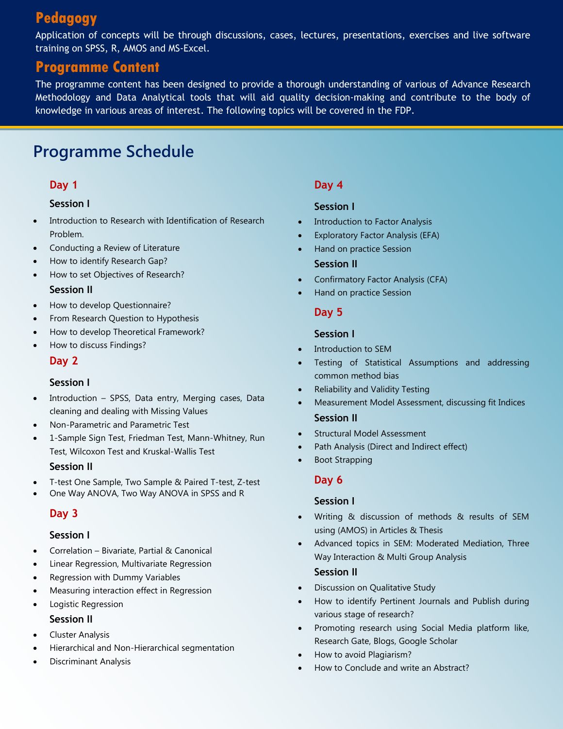## Pedagogy

Application of concepts will be through discussions, cases, lectures, presentations, exercises and live software training on SPSS, R, AMOS and MS-Excel.

## Programme Content

The programme content has been designed to provide a thorough understanding of various of Advance Research Methodology and Data Analytical tools that will aid quality decision-making and contribute to the body of knowledge in various areas of interest. The following topics will be covered in the FDP.

# Programme Schedule

### Day 1

**Session I**

- Introduction to Research with Identification of Research Problem.
- Conducting a Review of Literature
- How to identify Research Gap?
- How to set Objectives of Research?

**Session II**

- How to develop Questionnaire?
- From Research Question to Hypothesis
- How to develop Theoretical Framework?
- How to discuss Findings?

### Day 2

**Session I**

- Introduction – SPSS, Data entry, Merging cases, Data cleaning and dealing with Missing Values
- Non-Parametric and Parametric Test
- 1-Sample Sign Test, Friedman Test, Mann-Whitney, Run Test, Wilcoxon Test and Kruskal-Wallis Test

**Session II**

- T-test One Sample, Two Sample & Paired T-test, Z-test
- One Way ANOVA, Two Way ANOVA in SPSS and R

### Day 3

**Session I**

- Correlation – Bivariate, Partial & Canonical
- Linear Regression, Multivariate Regression
- Regression with Dummy Variables
- Measuring interaction effect in Regression
- Logistic Regression

**Session II**

- Cluster Analysis
- Hierarchical and Non-Hierarchical segmentation
- Discriminant Analysis

### Day 4

**Session I**

- Introduction to Factor Analysis
- Exploratory Factor Analysis (EFA)
- Hand on practice Session

**Session II**

- Confirmatory Factor Analysis (CFA)
- Hand on practice Session

### Day 5

**Session I**

- Introduction to SEM
- Testing of Statistical Assumptions and addressing common method bias
- Reliability and Validity Testing
- Measurement Model Assessment, discussing fit Indices

**Session II**

- Structural Model Assessment
- Path Analysis (Direct and Indirect effect)
- Boot Strapping

### Day 6

**Session I**

- Writing & discussion of methods & results of SEM using (AMOS) in Articles & Thesis
- Advanced topics in SEM: Moderated Mediation, Three Way Interaction & Multi Group Analysis

**Session II**

- Discussion on Qualitative Study
- How to identify Pertinent Journals and Publish during various stage of research?
- Promoting research using Social Media platform like, Research Gate, Blogs, Google Scholar
- How to avoid Plagiarism?
- How to Conclude and write an Abstract?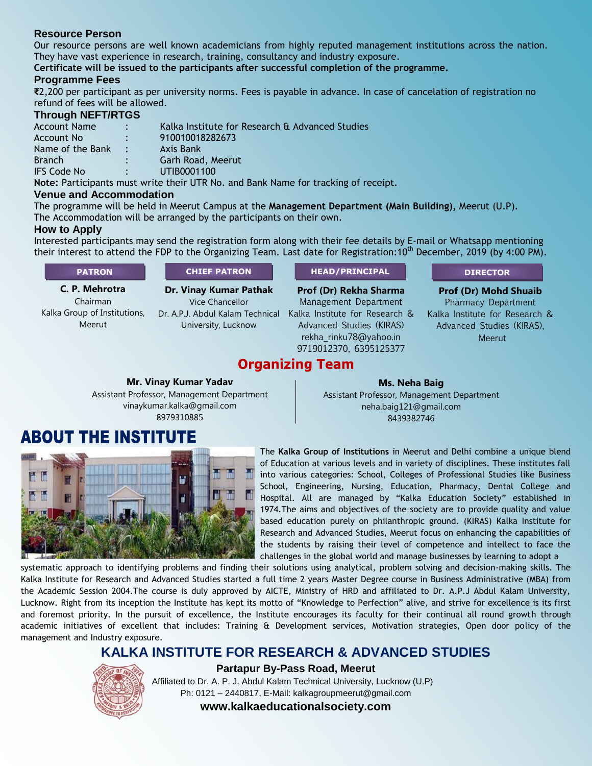### Resource Person

Our resource persons are well known academicians from highly reputed management institutions across the nation. They have vast experience in research, training, consultancy and industry exposure.

**Certificate will be issued to the participants after successful completion of the programme.**

### Programme Fees

₹2,200 per participant as per university norms. Fees is payable in advance. In case of cancelation of registration no refund of fees will be allowed.

### Through NEFT/RTGS

| | | |
|---|---|---|
| Account Name | : | Kalka Institute for Research & Advanced Studies |
| Account No | : | 910010018282673 |
| Name of the Bank | : | Axis Bank |
| Branch | : | Garh Road, Meerut |
| IFS Code No | : | UTIB0001100 |

**Note:** Participants must write their UTR No. and Bank Name for tracking of receipt.

### Venue and Accommodation

The programme will be held in Meerut Campus at the **Management Department (Main Building),** Meerut (U.P).
The Accommodation will be arranged by the participants on their own.

### How to Apply

Interested participants may send the registration form along with their fee details by E-mail or Whatsapp mentioning their interest to attend the FDP to the Organizing Team. Last date for Registration:10th December, 2019 (by 4:00 PM).

**PATRON**

**C. P. Mehrotra**
Chairman
Kalka Group of Institutions, Meerut

**CHIEF PATRON**

**Dr. Vinay Kumar Pathak**
Vice Chancellor
Dr. A.P.J. Abdul Kalam Technical University, Lucknow

**HEAD/PRINCIPAL**

**Prof (Dr) Rekha Sharma**
Management Department
Kalka Institute for Research & Advanced Studies (KIRAS)
rekha_rinku78@yahoo.in
9719012370, 6395125377

**DIRECTOR**

**Prof (Dr) Mohd Shuaib**
Pharmacy Department
Kalka Institute for Research & Advanced Studies (KIRAS), Meerut

## Organizing Team

**Mr. Vinay Kumar Yadav**
Assistant Professor, Management Department
vinaykumar.kalka@gmail.com
8979310885

**Ms. Neha Baig**
Assistant Professor, Management Department
neha.baig121@gmail.com
8439382746

## ABOUT THE INSTITUTE

The **Kalka Group of Institutions** in Meerut and Delhi combine a unique blend of Education at various levels and in variety of disciplines. These institutes fall into various categories: School, Colleges of Professional Studies like Business School, Engineering, Nursing, Education, Pharmacy, Dental College and Hospital. All are managed by "Kalka Education Society" established in 1974.The aims and objectives of the society are to provide quality and value based education purely on philanthropic ground. (KIRAS) Kalka Institute for Research and Advanced Studies, Meerut focus on enhancing the capabilities of the students by raising their level of competence and intellect to face the challenges in the global world and manage businesses by learning to adopt a systematic approach to identifying problems and finding their solutions using analytical, problem solving and decision-making skills. The Kalka Institute for Research and Advanced Studies started a full time 2 years Master Degree course in Business Administrative (MBA) from the Academic Session 2004.The course is duly approved by AICTE, Ministry of HRD and affiliated to Dr. A.P.J Abdul Kalam University, Lucknow. Right from its inception the Institute has kept its motto of "Knowledge to Perfection" alive, and strive for excellence is its first and foremost priority. In the pursuit of excellence, the Institute encourages its faculty for their continual all round growth through academic initiatives of excellent that includes: Training & Development services, Motivation strategies, Open door policy of the management and Industry exposure.

## KALKA INSTITUTE FOR RESEARCH & ADVANCED STUDIES

**Partapur By-Pass Road, Meerut**
Affiliated to Dr. A. P. J. Abdul Kalam Technical University, Lucknow (U.P)
Ph: 0121 – 2440817, E-Mail: kalkagroupmeerut@gmail.com
**www.kalkaeducationalsociety.com**